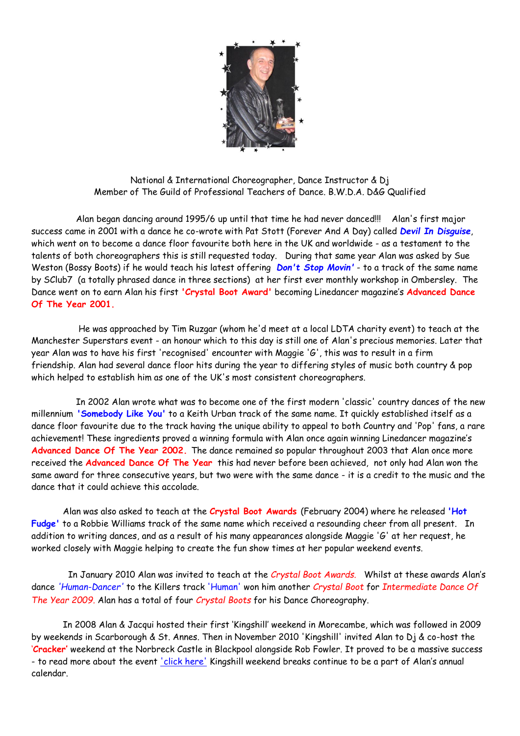National & International Choreographer, Dance Instructor & Dj
Member of The Guild of Professional Teachers of Dance. B.W.D.A. D&G Qualified

Alan began dancing around 1995/6 up until that time he had never danced!!! Alan's first major success came in 2001 with a dance he co-wrote with Pat Stott (Forever And A Day) called ***Devil In Disguise***, which went on to become a dance floor favourite both here in the UK and worldwide - as a testament to the talents of both choreographers this is still requested today. During that same year Alan was asked by Sue Weston (Bossy Boots) if he would teach his latest offering ***Don't Stop Movin'*** - to a track of the same name by SClub7 (a totally phrased dance in three sections) at her first ever monthly workshop in Ombersley. The Dance went on to earn Alan his first **'Crystal Boot Award'** becoming Linedancer magazine's **Advanced Dance Of The Year 2001.**

He was approached by Tim Ruzgar (whom he'd meet at a local LDTA charity event) to teach at the Manchester Superstars event - an honour which to this day is still one of Alan's precious memories. Later that year Alan was to have his first 'recognised' encounter with Maggie 'G', this was to result in a firm friendship. Alan had several dance floor hits during the year to differing styles of music both country & pop which helped to establish him as one of the UK's most consistent choreographers.

In 2002 Alan wrote what was to become one of the first modern 'classic' country dances of the new millennium **'Somebody Like You'** to a Keith Urban track of the same name. It quickly established itself as a dance floor favourite due to the track having the unique ability to appeal to both Country and 'Pop' fans, a rare achievement! These ingredients proved a winning formula with Alan once again winning Linedancer magazine's ***Advanced Dance Of The Year 2002.*** The dance remained so popular throughout 2003 that Alan once more received the **Advanced Dance Of The Year** this had never before been achieved, not only had Alan won the same award for three consecutive years, but two were with the same dance - it is a credit to the music and the dance that it could achieve this accolade.

Alan was also asked to teach at the **Crystal Boot Awards** (February 2004) where he released **'Hot Fudge'** to a Robbie Williams track of the same name which received a resounding cheer from all present. In addition to writing dances, and as a result of his many appearances alongside Maggie 'G' at her request, he worked closely with Maggie helping to create the fun show times at her popular weekend events.

In January 2010 Alan was invited to teach at the *Crystal Boot Awards.* Whilst at these awards Alan's dance *'Human-Dancer'* to the Killers track 'Human' won him another *Crystal Boot* for *Intermediate Dance Of The Year 2009.* Alan has a total of four *Crystal Boots* for his Dance Choreography.

In 2008 Alan & Jacqui hosted their first 'Kingshill' weekend in Morecambe, which was followed in 2009 by weekends in Scarborough & St. Annes. Then in November 2010 'Kingshill' invited Alan to Dj & co-host the '**Cracker**' weekend at the Norbreck Castle in Blackpool alongside Rob Fowler. It proved to be a massive success - to read more about the event 'click here' Kingshill weekend breaks continue to be a part of Alan's annual calendar.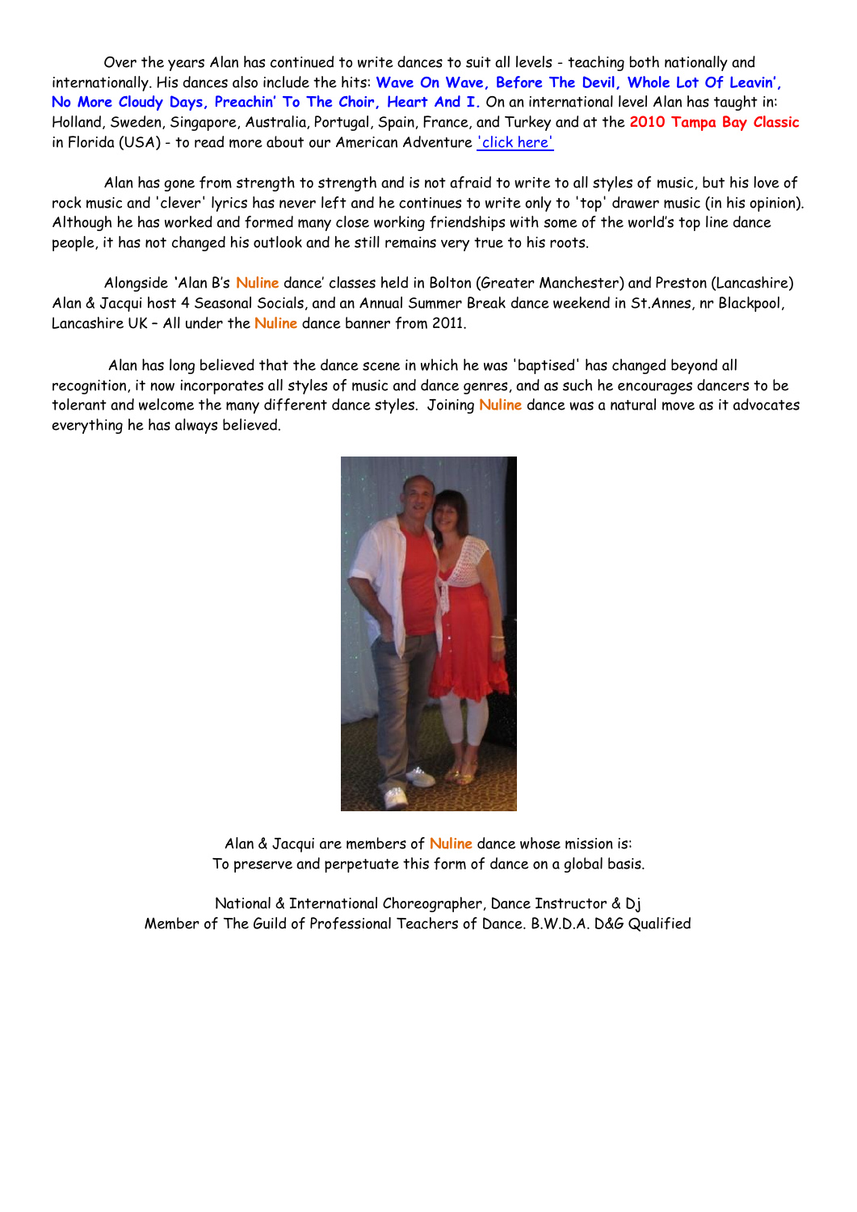Over the years Alan has continued to write dances to suit all levels - teaching both nationally and internationally. His dances also include the hits: **Wave On Wave, Before The Devil, Whole Lot Of Leavin', No More Cloudy Days, Preachin' To The Choir, Heart And I.** On an international level Alan has taught in: Holland, Sweden, Singapore, Australia, Portugal, Spain, France, and Turkey and at the **2010 Tampa Bay Classic** in Florida (USA) - to read more about our American Adventure 'click here'

Alan has gone from strength to strength and is not afraid to write to all styles of music, but his love of rock music and 'clever' lyrics has never left and he continues to write only to 'top' drawer music (in his opinion). Although he has worked and formed many close working friendships with some of the world's top line dance people, it has not changed his outlook and he still remains very true to his roots.

Alongside 'Alan B's **Nuline** dance' classes held in Bolton (Greater Manchester) and Preston (Lancashire) Alan & Jacqui host 4 Seasonal Socials, and an Annual Summer Break dance weekend in St.Annes, nr Blackpool, Lancashire UK – All under the **Nuline** dance banner from 2011.

Alan has long believed that the dance scene in which he was 'baptised' has changed beyond all recognition, it now incorporates all styles of music and dance genres, and as such he encourages dancers to be tolerant and welcome the many different dance styles. Joining **Nuline** dance was a natural move as it advocates everything he has always believed.

Alan & Jacqui are members of **Nuline** dance whose mission is:
To preserve and perpetuate this form of dance on a global basis.

National & International Choreographer, Dance Instructor & Dj
Member of The Guild of Professional Teachers of Dance. B.W.D.A. D&G Qualified